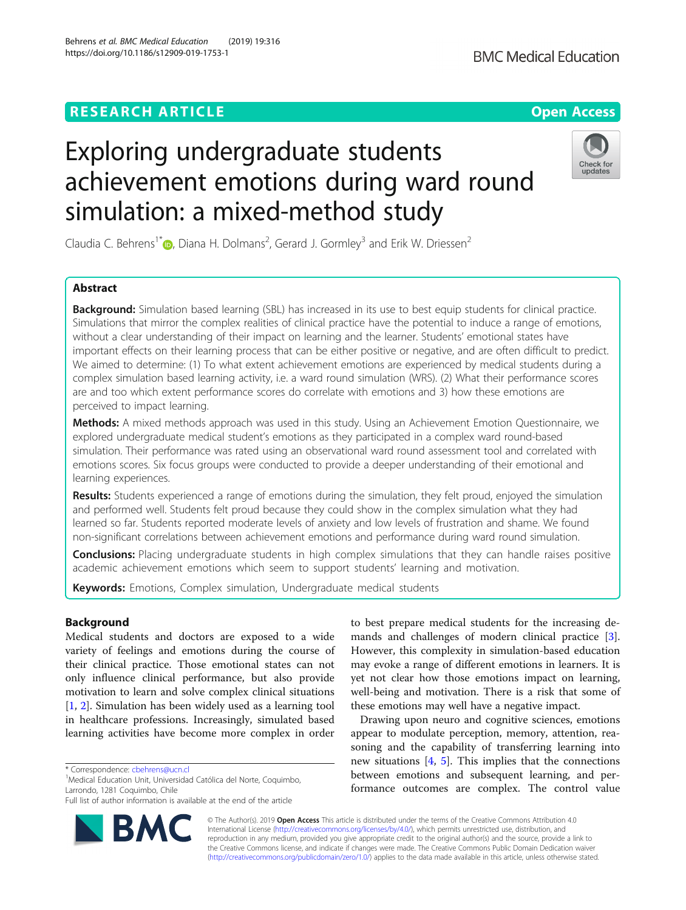RESEARCH ARTICLE

Open Access

# Exploring undergraduate students achievement emotions during ward round simulation: a mixed-method study

Claudia C. Behrens[1*], Diana H. Dolmans[2], Gerard J. Gormley[3] and Erik W. Driessen[2]

## Abstract

**Background:** Simulation based learning (SBL) has increased in its use to best equip students for clinical practice. Simulations that mirror the complex realities of clinical practice have the potential to induce a range of emotions, without a clear understanding of their impact on learning and the learner. Students' emotional states have important effects on their learning process that can be either positive or negative, and are often difficult to predict. We aimed to determine: (1) To what extent achievement emotions are experienced by medical students during a complex simulation based learning activity, i.e. a ward round simulation (WRS). (2) What their performance scores are and too which extent performance scores do correlate with emotions and 3) how these emotions are perceived to impact learning.

**Methods:** A mixed methods approach was used in this study. Using an Achievement Emotion Questionnaire, we explored undergraduate medical student's emotions as they participated in a complex ward round-based simulation. Their performance was rated using an observational ward round assessment tool and correlated with emotions scores. Six focus groups were conducted to provide a deeper understanding of their emotional and learning experiences.

**Results:** Students experienced a range of emotions during the simulation, they felt proud, enjoyed the simulation and performed well. Students felt proud because they could show in the complex simulation what they had learned so far. Students reported moderate levels of anxiety and low levels of frustration and shame. We found non-significant correlations between achievement emotions and performance during ward round simulation.

**Conclusions:** Placing undergraduate students in high complex simulations that they can handle raises positive academic achievement emotions which seem to support students' learning and motivation.

**Keywords:** Emotions, Complex simulation, Undergraduate medical students

## Background

Medical students and doctors are exposed to a wide variety of feelings and emotions during the course of their clinical practice. Those emotional states can not only influence clinical performance, but also provide motivation to learn and solve complex clinical situations [1, 2]. Simulation has been widely used as a learning tool in healthcare professions. Increasingly, simulated based learning activities have become more complex in order to best prepare medical students for the increasing demands and challenges of modern clinical practice [3]. However, this complexity in simulation-based education may evoke a range of different emotions in learners. It is yet not clear how those emotions impact on learning, well-being and motivation. There is a risk that some of these emotions may well have a negative impact.

Drawing upon neuro and cognitive sciences, emotions appear to modulate perception, memory, attention, reasoning and the capability of transferring learning into new situations [4, 5]. This implies that the connections between emotions and subsequent learning, and performance outcomes are complex. The control value

\* Correspondence: cbehrens@ucn.cl

[1]Medical Education Unit, Universidad Católica del Norte, Coquimbo, Larrondo, 1281 Coquimbo, Chile

Full list of author information is available at the end of the article

© The Author(s). 2019 **Open Access** This article is distributed under the terms of the Creative Commons Attribution 4.0 International License (http://creativecommons.org/licenses/by/4.0/), which permits unrestricted use, distribution, and reproduction in any medium, provided you give appropriate credit to the original author(s) and the source, provide a link to the Creative Commons license, and indicate if changes were made. The Creative Commons Public Domain Dedication waiver (http://creativecommons.org/publicdomain/zero/1.0/) applies to the data made available in this article, unless otherwise stated.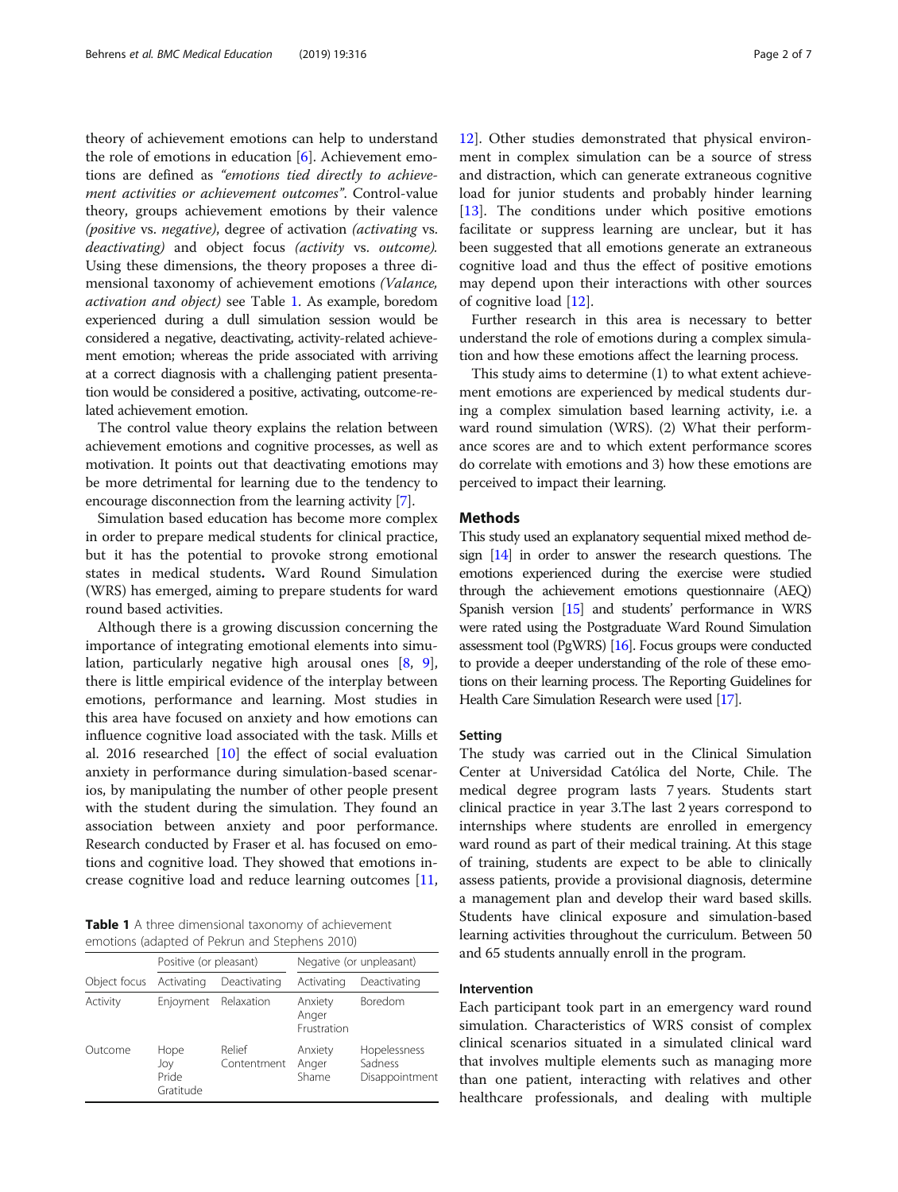theory of achievement emotions can help to understand the role of emotions in education [6]. Achievement emotions are defined as *"emotions tied directly to achievement activities or achievement outcomes"*. Control-value theory, groups achievement emotions by their valence *(positive* vs. *negative)*, degree of activation *(activating* vs. *deactivating)* and object focus *(activity* vs. *outcome).* Using these dimensions, the theory proposes a three dimensional taxonomy of achievement emotions *(Valance, activation and object)* see Table 1. As example, boredom experienced during a dull simulation session would be considered a negative, deactivating, activity-related achievement emotion; whereas the pride associated with arriving at a correct diagnosis with a challenging patient presentation would be considered a positive, activating, outcome-related achievement emotion.

The control value theory explains the relation between achievement emotions and cognitive processes, as well as motivation. It points out that deactivating emotions may be more detrimental for learning due to the tendency to encourage disconnection from the learning activity [7].

Simulation based education has become more complex in order to prepare medical students for clinical practice, but it has the potential to provoke strong emotional states in medical students**.** Ward Round Simulation (WRS) has emerged, aiming to prepare students for ward round based activities.

Although there is a growing discussion concerning the importance of integrating emotional elements into simulation, particularly negative high arousal ones [8, 9], there is little empirical evidence of the interplay between emotions, performance and learning. Most studies in this area have focused on anxiety and how emotions can influence cognitive load associated with the task. Mills et al. 2016 researched [10] the effect of social evaluation anxiety in performance during simulation-based scenarios, by manipulating the number of other people present with the student during the simulation. They found an association between anxiety and poor performance. Research conducted by Fraser et al. has focused on emotions and cognitive load. They showed that emotions increase cognitive load and reduce learning outcomes [11, 12]. Other studies demonstrated that physical environment in complex simulation can be a source of stress and distraction, which can generate extraneous cognitive load for junior students and probably hinder learning [13]. The conditions under which positive emotions facilitate or suppress learning are unclear, but it has been suggested that all emotions generate an extraneous cognitive load and thus the effect of positive emotions may depend upon their interactions with other sources of cognitive load [12].

**Table 1** A three dimensional taxonomy of achievement emotions (adapted of Pekrun and Stephens 2010)

| | Positive (or pleasant) | | Negative (or unpleasant) | |
|---|---|---|---|---|
| Object focus | Activating | Deactivating | Activating | Deactivating |
| Activity | Enjoyment | Relaxation | Anxiety<br>Anger<br>Frustration | Boredom |
| Outcome | Hope<br>Joy<br>Pride<br>Gratitude | Relief<br>Contentment | Anxiety<br>Anger<br>Shame | Hopelessness<br>Sadness<br>Disappointment |

Further research in this area is necessary to better understand the role of emotions during a complex simulation and how these emotions affect the learning process.

This study aims to determine (1) to what extent achievement emotions are experienced by medical students during a complex simulation based learning activity, i.e. a ward round simulation (WRS). (2) What their performance scores are and to which extent performance scores do correlate with emotions and 3) how these emotions are perceived to impact their learning.

## Methods

This study used an explanatory sequential mixed method design [14] in order to answer the research questions. The emotions experienced during the exercise were studied through the achievement emotions questionnaire (AEQ) Spanish version [15] and students' performance in WRS were rated using the Postgraduate Ward Round Simulation assessment tool (PgWRS) [16]. Focus groups were conducted to provide a deeper understanding of the role of these emotions on their learning process. The Reporting Guidelines for Health Care Simulation Research were used [17].

### Setting

The study was carried out in the Clinical Simulation Center at Universidad Católica del Norte, Chile. The medical degree program lasts 7 years. Students start clinical practice in year 3.The last 2 years correspond to internships where students are enrolled in emergency ward round as part of their medical training. At this stage of training, students are expect to be able to clinically assess patients, provide a provisional diagnosis, determine a management plan and develop their ward based skills. Students have clinical exposure and simulation-based learning activities throughout the curriculum. Between 50 and 65 students annually enroll in the program.

### Intervention

Each participant took part in an emergency ward round simulation. Characteristics of WRS consist of complex clinical scenarios situated in a simulated clinical ward that involves multiple elements such as managing more than one patient, interacting with relatives and other healthcare professionals, and dealing with multiple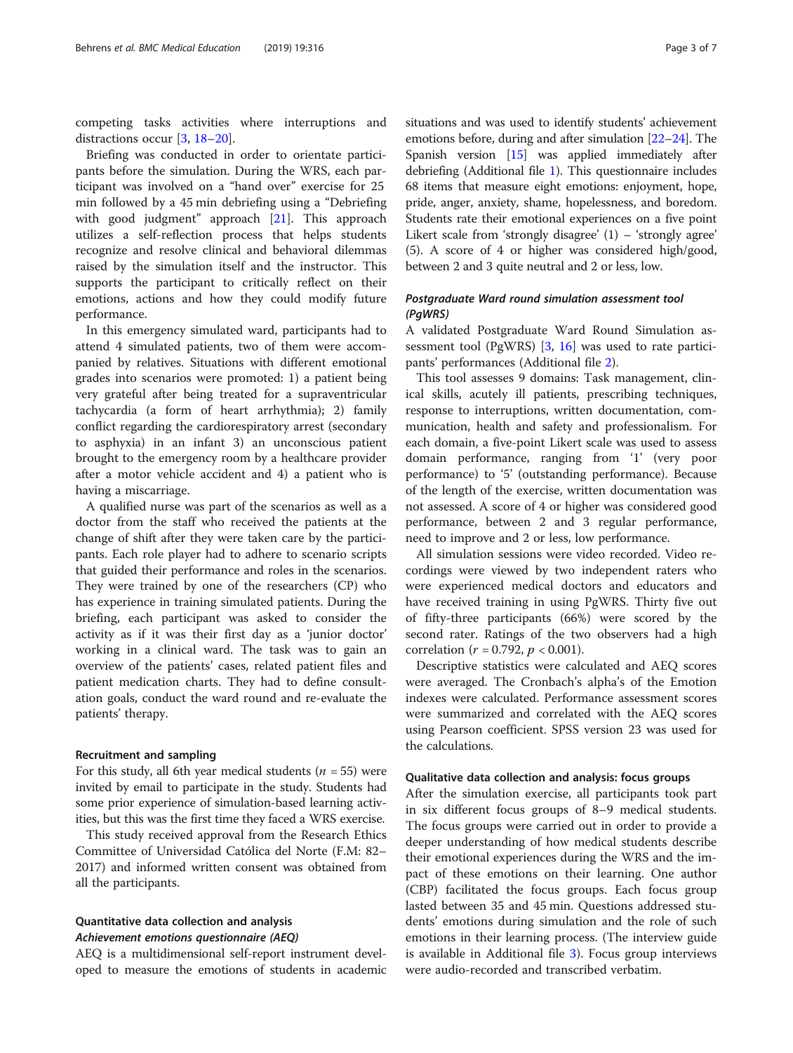competing tasks activities where interruptions and distractions occur [3, 18–20].

Briefing was conducted in order to orientate participants before the simulation. During the WRS, each participant was involved on a "hand over" exercise for 25 min followed by a 45 min debriefing using a "Debriefing with good judgment" approach [21]. This approach utilizes a self-reflection process that helps students recognize and resolve clinical and behavioral dilemmas raised by the simulation itself and the instructor. This supports the participant to critically reflect on their emotions, actions and how they could modify future performance.

In this emergency simulated ward, participants had to attend 4 simulated patients, two of them were accompanied by relatives. Situations with different emotional grades into scenarios were promoted: 1) a patient being very grateful after being treated for a supraventricular tachycardia (a form of heart arrhythmia); 2) family conflict regarding the cardiorespiratory arrest (secondary to asphyxia) in an infant 3) an unconscious patient brought to the emergency room by a healthcare provider after a motor vehicle accident and 4) a patient who is having a miscarriage.

A qualified nurse was part of the scenarios as well as a doctor from the staff who received the patients at the change of shift after they were taken care by the participants. Each role player had to adhere to scenario scripts that guided their performance and roles in the scenarios. They were trained by one of the researchers (CP) who has experience in training simulated patients. During the briefing, each participant was asked to consider the activity as if it was their first day as a 'junior doctor' working in a clinical ward. The task was to gain an overview of the patients' cases, related patient files and patient medication charts. They had to define consultation goals, conduct the ward round and re-evaluate the patients' therapy.

### Recruitment and sampling

For this study, all 6th year medical students ($n$ = 55) were invited by email to participate in the study. Students had some prior experience of simulation-based learning activities, but this was the first time they faced a WRS exercise.

This study received approval from the Research Ethics Committee of Universidad Católica del Norte (F.M: 82–2017) and informed written consent was obtained from all the participants.

### Quantitative data collection and analysis

#### *Achievement emotions questionnaire (AEQ)*

AEQ is a multidimensional self-report instrument developed to measure the emotions of students in academic situations and was used to identify students' achievement emotions before, during and after simulation [22–24]. The Spanish version [15] was applied immediately after debriefing (Additional file 1). This questionnaire includes 68 items that measure eight emotions: enjoyment, hope, pride, anger, anxiety, shame, hopelessness, and boredom. Students rate their emotional experiences on a five point Likert scale from 'strongly disagree' (1) – 'strongly agree' (5). A score of 4 or higher was considered high/good, between 2 and 3 quite neutral and 2 or less, low.

#### *Postgraduate Ward round simulation assessment tool (PgWRS)*

A validated Postgraduate Ward Round Simulation assessment tool (PgWRS) [3, 16] was used to rate participants' performances (Additional file 2).

This tool assesses 9 domains: Task management, clinical skills, acutely ill patients, prescribing techniques, response to interruptions, written documentation, communication, health and safety and professionalism. For each domain, a five-point Likert scale was used to assess domain performance, ranging from '1' (very poor performance) to '5' (outstanding performance). Because of the length of the exercise, written documentation was not assessed. A score of 4 or higher was considered good performance, between 2 and 3 regular performance, need to improve and 2 or less, low performance.

All simulation sessions were video recorded. Video recordings were viewed by two independent raters who were experienced medical doctors and educators and have received training in using PgWRS. Thirty five out of fifty-three participants (66%) were scored by the second rater. Ratings of the two observers had a high correlation ($r = 0.792$, $p < 0.001$).

Descriptive statistics were calculated and AEQ scores were averaged. The Cronbach's alpha's of the Emotion indexes were calculated. Performance assessment scores were summarized and correlated with the AEQ scores using Pearson coefficient. SPSS version 23 was used for the calculations.

### Qualitative data collection and analysis: focus groups

After the simulation exercise, all participants took part in six different focus groups of 8–9 medical students. The focus groups were carried out in order to provide a deeper understanding of how medical students describe their emotional experiences during the WRS and the impact of these emotions on their learning. One author (CBP) facilitated the focus groups. Each focus group lasted between 35 and 45 min. Questions addressed students' emotions during simulation and the role of such emotions in their learning process. (The interview guide is available in Additional file 3). Focus group interviews were audio-recorded and transcribed verbatim.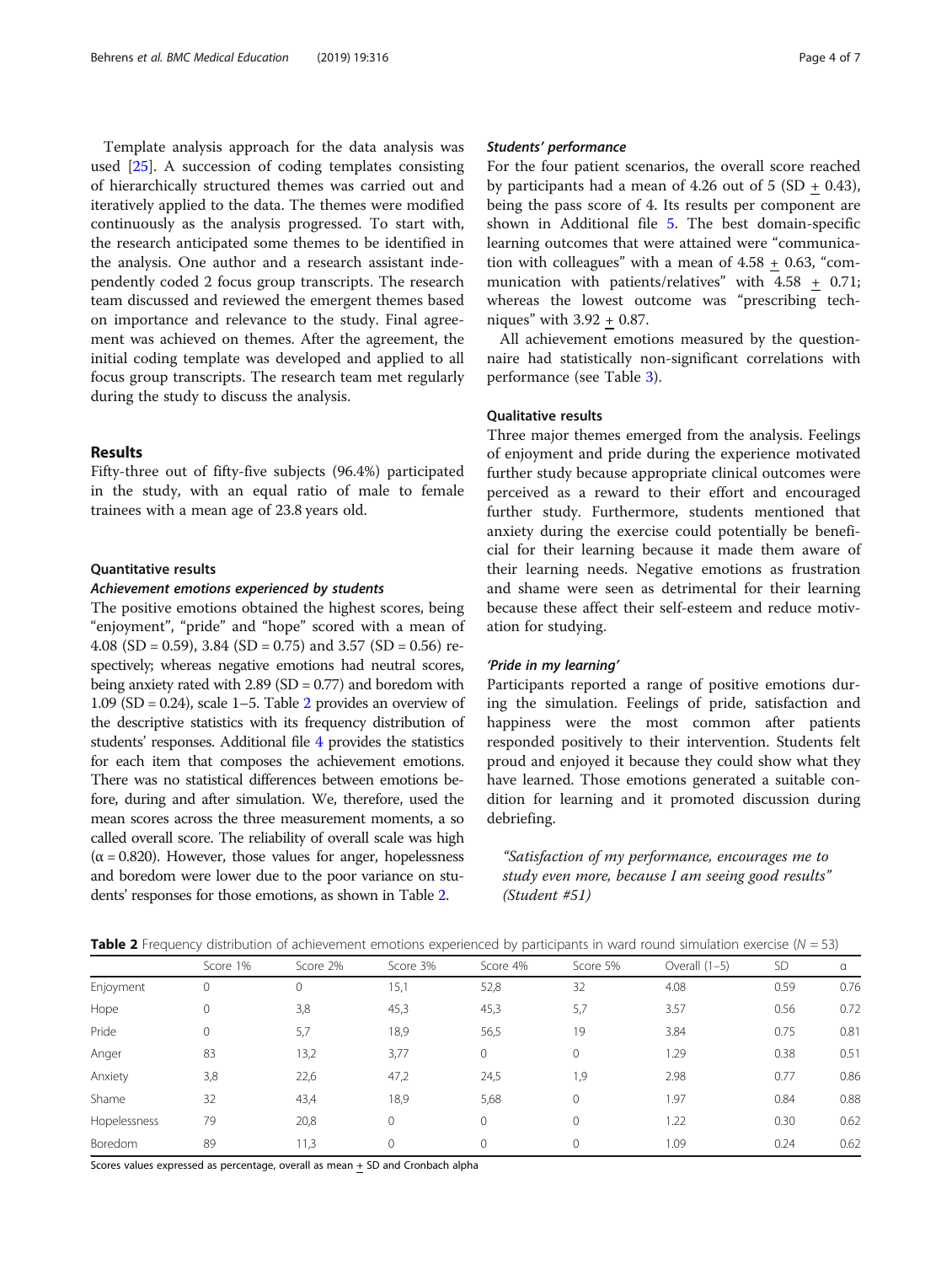Template analysis approach for the data analysis was used [25]. A succession of coding templates consisting of hierarchically structured themes was carried out and iteratively applied to the data. The themes were modified continuously as the analysis progressed. To start with, the research anticipated some themes to be identified in the analysis. One author and a research assistant independently coded 2 focus group transcripts. The research team discussed and reviewed the emergent themes based on importance and relevance to the study. Final agreement was achieved on themes. After the agreement, the initial coding template was developed and applied to all focus group transcripts. The research team met regularly during the study to discuss the analysis.

## Results

Fifty-three out of fifty-five subjects (96.4%) participated in the study, with an equal ratio of male to female trainees with a mean age of 23.8 years old.

### Quantitative results

#### *Achievement emotions experienced by students*

The positive emotions obtained the highest scores, being "enjoyment", "pride" and "hope" scored with a mean of 4.08 (SD = 0.59), 3.84 (SD = 0.75) and 3.57 (SD = 0.56) respectively; whereas negative emotions had neutral scores, being anxiety rated with 2.89 (SD = 0.77) and boredom with 1.09 (SD = 0.24), scale 1–5. Table 2 provides an overview of the descriptive statistics with its frequency distribution of students' responses. Additional file 4 provides the statistics for each item that composes the achievement emotions. There was no statistical differences between emotions before, during and after simulation. We, therefore, used the mean scores across the three measurement moments, a so called overall score. The reliability of overall scale was high (α = 0.820). However, those values for anger, hopelessness and boredom were lower due to the poor variance on students' responses for those emotions, as shown in Table 2.

#### *Students' performance*

For the four patient scenarios, the overall score reached by participants had a mean of 4.26 out of 5 (SD ± 0.43), being the pass score of 4. Its results per component are shown in Additional file 5. The best domain-specific learning outcomes that were attained were "communication with colleagues" with a mean of 4.58 ± 0.63, "communication with patients/relatives" with 4.58 ± 0.71; whereas the lowest outcome was "prescribing techniques" with 3.92 ± 0.87.

All achievement emotions measured by the questionnaire had statistically non-significant correlations with performance (see Table 3).

### Qualitative results

Three major themes emerged from the analysis. Feelings of enjoyment and pride during the experience motivated further study because appropriate clinical outcomes were perceived as a reward to their effort and encouraged further study. Furthermore, students mentioned that anxiety during the exercise could potentially be beneficial for their learning because it made them aware of their learning needs. Negative emotions as frustration and shame were seen as detrimental for their learning because these affect their self-esteem and reduce motivation for studying.

#### *'Pride in my learning'*

Participants reported a range of positive emotions during the simulation. Feelings of pride, satisfaction and happiness were the most common after patients responded positively to their intervention. Students felt proud and enjoyed it because they could show what they have learned. Those emotions generated a suitable condition for learning and it promoted discussion during debriefing.

> "Satisfaction of my performance, encourages me to study even more, because I am seeing good results" (Student #51)

**Table 2** Frequency distribution of achievement emotions experienced by participants in ward round simulation exercise (*N* = 53)

| | Score 1% | Score 2% | Score 3% | Score 4% | Score 5% | Overall (1–5) | SD | α |
|---|---|---|---|---|---|---|---|---|
| Enjoyment | 0 | 0 | 15,1 | 52,8 | 32 | 4.08 | 0.59 | 0.76 |
| Hope | 0 | 3,8 | 45,3 | 45,3 | 5,7 | 3.57 | 0.56 | 0.72 |
| Pride | 0 | 5,7 | 18,9 | 56,5 | 19 | 3.84 | 0.75 | 0.81 |
| Anger | 83 | 13,2 | 3,77 | 0 | 0 | 1.29 | 0.38 | 0.51 |
| Anxiety | 3,8 | 22,6 | 47,2 | 24,5 | 1,9 | 2.98 | 0.77 | 0.86 |
| Shame | 32 | 43,4 | 18,9 | 5,68 | 0 | 1.97 | 0.84 | 0.88 |
| Hopelessness | 79 | 20,8 | 0 | 0 | 0 | 1.22 | 0.30 | 0.62 |
| Boredom | 89 | 11,3 | 0 | 0 | 0 | 1.09 | 0.24 | 0.62 |

Scores values expressed as percentage, overall as mean ± SD and Cronbach alpha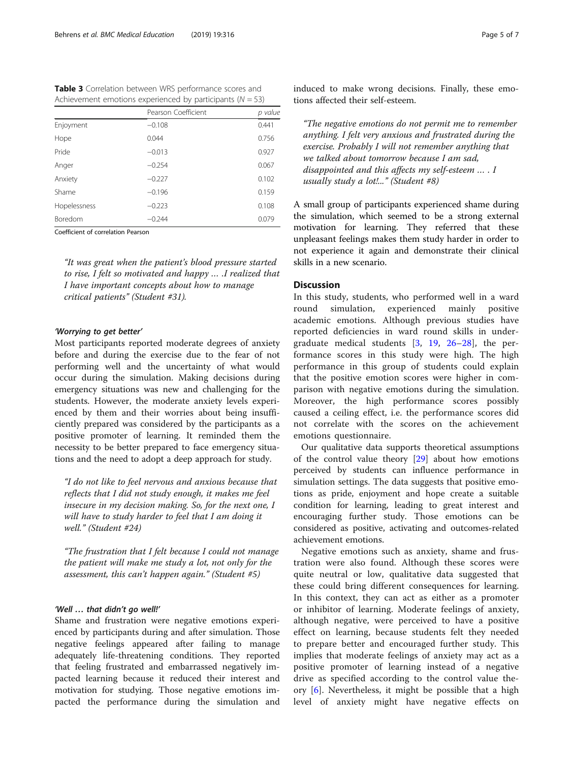**Table 3** Correlation between WRS performance scores and Achievement emotions experienced by participants ($N = 53$)

| | Pearson Coefficient | *p value* |
|---|---|---|
| Enjoyment | −0.108 | 0.441 |
| Hope | 0.044 | 0.756 |
| Pride | −0.013 | 0.927 |
| Anger | −0.254 | 0.067 |
| Anxiety | −0.227 | 0.102 |
| Shame | −0.196 | 0.159 |
| Hopelessness | −0.223 | 0.108 |
| Boredom | −0.244 | 0.079 |

Coefficient of correlation Pearson

*"It was great when the patient's blood pressure started to rise, I felt so motivated and happy … .I realized that I have important concepts about how to manage critical patients" (Student #31).*

### *'Worrying to get better'*

Most participants reported moderate degrees of anxiety before and during the exercise due to the fear of not performing well and the uncertainty of what would occur during the simulation. Making decisions during emergency situations was new and challenging for the students. However, the moderate anxiety levels experienced by them and their worries about being insufficiently prepared was considered by the participants as a positive promoter of learning. It reminded them the necessity to be better prepared to face emergency situations and the need to adopt a deep approach for study.

*"I do not like to feel nervous and anxious because that reflects that I did not study enough, it makes me feel insecure in my decision making. So, for the next one, I will have to study harder to feel that I am doing it well." (Student #24)*

*"The frustration that I felt because I could not manage the patient will make me study a lot, not only for the assessment, this can't happen again." (Student #5)*

### *'Well … that didn't go well!'*

Shame and frustration were negative emotions experienced by participants during and after simulation. Those negative feelings appeared after failing to manage adequately life-threatening conditions. They reported that feeling frustrated and embarrassed negatively impacted learning because it reduced their interest and motivation for studying. Those negative emotions impacted the performance during the simulation and induced to make wrong decisions. Finally, these emotions affected their self-esteem.

*"The negative emotions do not permit me to remember anything. I felt very anxious and frustrated during the exercise. Probably I will not remember anything that we talked about tomorrow because I am sad, disappointed and this affects my self-esteem … . I usually study a lot!..." (Student #8)*

A small group of participants experienced shame during the simulation, which seemed to be a strong external motivation for learning. They referred that these unpleasant feelings makes them study harder in order to not experience it again and demonstrate their clinical skills in a new scenario.

## Discussion

In this study, students, who performed well in a ward round simulation, experienced mainly positive academic emotions. Although previous studies have reported deficiencies in ward round skills in undergraduate medical students [3, 19, 26–28], the performance scores in this study were high. The high performance in this group of students could explain that the positive emotion scores were higher in comparison with negative emotions during the simulation. Moreover, the high performance scores possibly caused a ceiling effect, i.e. the performance scores did not correlate with the scores on the achievement emotions questionnaire.

Our qualitative data supports theoretical assumptions of the control value theory [29] about how emotions perceived by students can influence performance in simulation settings. The data suggests that positive emotions as pride, enjoyment and hope create a suitable condition for learning, leading to great interest and encouraging further study. Those emotions can be considered as positive, activating and outcomes-related achievement emotions.

Negative emotions such as anxiety, shame and frustration were also found. Although these scores were quite neutral or low, qualitative data suggested that these could bring different consequences for learning. In this context, they can act as either as a promoter or inhibitor of learning. Moderate feelings of anxiety, although negative, were perceived to have a positive effect on learning, because students felt they needed to prepare better and encouraged further study. This implies that moderate feelings of anxiety may act as a positive promoter of learning instead of a negative drive as specified according to the control value theory [6]. Nevertheless, it might be possible that a high level of anxiety might have negative effects on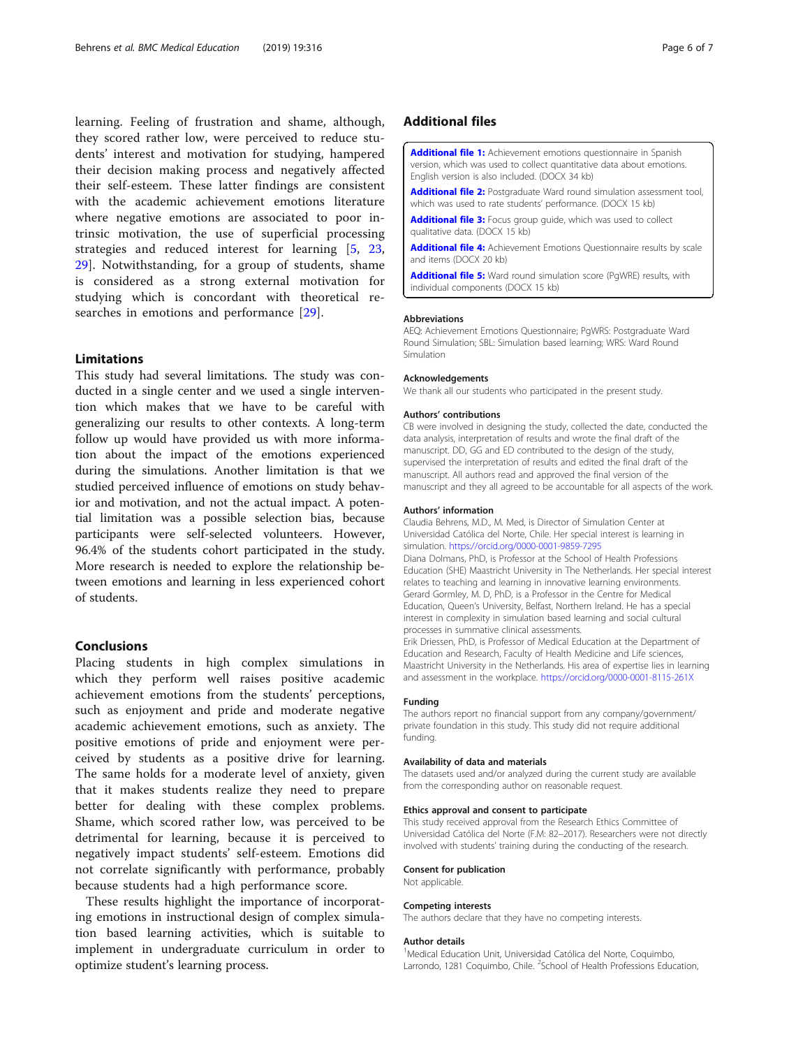learning. Feeling of frustration and shame, although, they scored rather low, were perceived to reduce students' interest and motivation for studying, hampered their decision making process and negatively affected their self-esteem. These latter findings are consistent with the academic achievement emotions literature where negative emotions are associated to poor intrinsic motivation, the use of superficial processing strategies and reduced interest for learning [5, 23, 29]. Notwithstanding, for a group of students, shame is considered as a strong external motivation for studying which is concordant with theoretical researches in emotions and performance [29].

## Limitations

This study had several limitations. The study was conducted in a single center and we used a single intervention which makes that we have to be careful with generalizing our results to other contexts. A long-term follow up would have provided us with more information about the impact of the emotions experienced during the simulations. Another limitation is that we studied perceived influence of emotions on study behavior and motivation, and not the actual impact. A potential limitation was a possible selection bias, because participants were self-selected volunteers. However, 96.4% of the students cohort participated in the study. More research is needed to explore the relationship between emotions and learning in less experienced cohort of students.

## Conclusions

Placing students in high complex simulations in which they perform well raises positive academic achievement emotions from the students' perceptions, such as enjoyment and pride and moderate negative academic achievement emotions, such as anxiety. The positive emotions of pride and enjoyment were perceived by students as a positive drive for learning. The same holds for a moderate level of anxiety, given that it makes students realize they need to prepare better for dealing with these complex problems. Shame, which scored rather low, was perceived to be detrimental for learning, because it is perceived to negatively impact students' self-esteem. Emotions did not correlate significantly with performance, probably because students had a high performance score.

These results highlight the importance of incorporating emotions in instructional design of complex simulation based learning activities, which is suitable to implement in undergraduate curriculum in order to optimize student's learning process.

## Additional files

**Additional file 1:** Achievement emotions questionnaire in Spanish version, which was used to collect quantitative data about emotions. English version is also included. (DOCX 34 kb)

**Additional file 2:** Postgraduate Ward round simulation assessment tool, which was used to rate students' performance. (DOCX 15 kb)

**Additional file 3:** Focus group guide, which was used to collect qualitative data. (DOCX 15 kb)

**Additional file 4:** Achievement Emotions Questionnaire results by scale and items (DOCX 20 kb)

**Additional file 5:** Ward round simulation score (PgWRE) results, with individual components (DOCX 15 kb)

### Abbreviations

AEQ: Achievement Emotions Questionnaire; PgWRS: Postgraduate Ward Round Simulation; SBL: Simulation based learning; WRS: Ward Round Simulation

### Acknowledgements

We thank all our students who participated in the present study.

### Authors' contributions

CB were involved in designing the study, collected the date, conducted the data analysis, interpretation of results and wrote the final draft of the manuscript. DD, GG and ED contributed to the design of the study, supervised the interpretation of results and edited the final draft of the manuscript. All authors read and approved the final version of the manuscript and they all agreed to be accountable for all aspects of the work.

### Authors' information

Claudia Behrens, M.D., M. Med, is Director of Simulation Center at Universidad Católica del Norte, Chile. Her special interest is learning in simulation. https://orcid.org/0000-0001-9859-7295

Diana Dolmans, PhD, is Professor at the School of Health Professions Education (SHE) Maastricht University in The Netherlands. Her special interest relates to teaching and learning in innovative learning environments.

Gerard Gormley, M. D, PhD, is a Professor in the Centre for Medical Education, Queen's University, Belfast, Northern Ireland. He has a special interest in complexity in simulation based learning and social cultural processes in summative clinical assessments.

Erik Driessen, PhD, is Professor of Medical Education at the Department of Education and Research, Faculty of Health Medicine and Life sciences, Maastricht University in the Netherlands. His area of expertise lies in learning and assessment in the workplace. https://orcid.org/0000-0001-8115-261X

### Funding

The authors report no financial support from any company/government/private foundation in this study. This study did not require additional funding.

### Availability of data and materials

The datasets used and/or analyzed during the current study are available from the corresponding author on reasonable request.

### Ethics approval and consent to participate

This study received approval from the Research Ethics Committee of Universidad Católica del Norte (F.M: 82–2017). Researchers were not directly involved with students' training during the conducting of the research.

### Consent for publication

Not applicable.

### Competing interests

The authors declare that they have no competing interests.

### Author details

[1]Medical Education Unit, Universidad Católica del Norte, Coquimbo, Larrondo, 1281 Coquimbo, Chile. [2]School of Health Professions Education,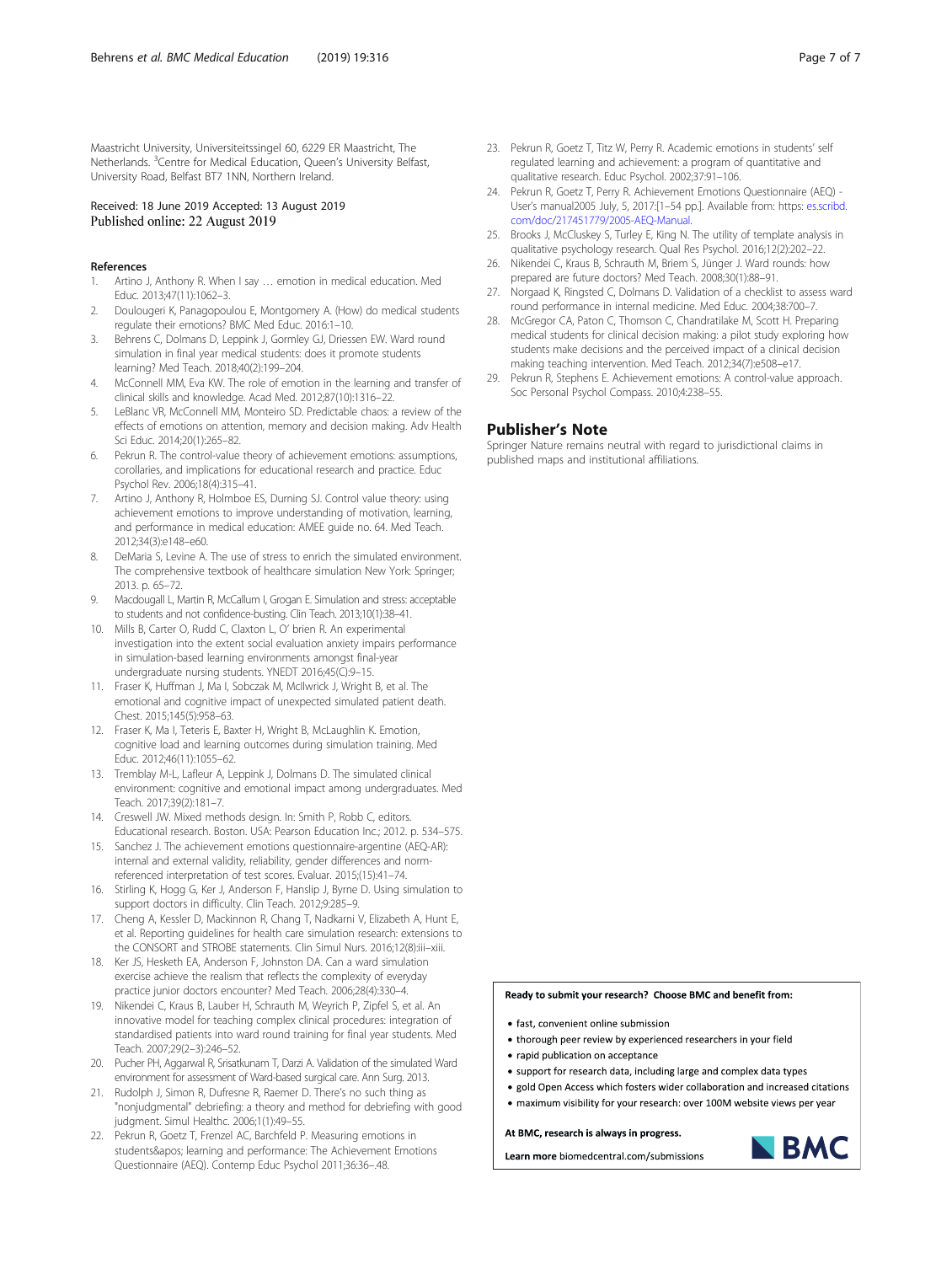Maastricht University, Universiteitssingel 60, 6229 ER Maastricht, The Netherlands. [3]Centre for Medical Education, Queen's University Belfast, University Road, Belfast BT7 1NN, Northern Ireland.

Received: 18 June 2019 Accepted: 13 August 2019
Published online: 22 August 2019

#### References

1. Artino J, Anthony R. When I say … emotion in medical education. Med Educ. 2013;47(11):1062–3.
2. Doulougeri K, Panagopoulou E, Montgomery A. (How) do medical students regulate their emotions? BMC Med Educ. 2016:1–10.
3. Behrens C, Dolmans D, Leppink J, Gormley GJ, Driessen EW. Ward round simulation in final year medical students: does it promote students learning? Med Teach. 2018;40(2):199–204.
4. McConnell MM, Eva KW. The role of emotion in the learning and transfer of clinical skills and knowledge. Acad Med. 2012;87(10):1316–22.
5. LeBlanc VR, McConnell MM, Monteiro SD. Predictable chaos: a review of the effects of emotions on attention, memory and decision making. Adv Health Sci Educ. 2014;20(1):265–82.
6. Pekrun R. The control-value theory of achievement emotions: assumptions, corollaries, and implications for educational research and practice. Educ Psychol Rev. 2006;18(4):315–41.
7. Artino J, Anthony R, Holmboe ES, Durning SJ. Control value theory: using achievement emotions to improve understanding of motivation, learning, and performance in medical education: AMEE guide no. 64. Med Teach. 2012;34(3):e148–e60.
8. DeMaria S, Levine A. The use of stress to enrich the simulated environment. The comprehensive textbook of healthcare simulation New York: Springer; 2013. p. 65–72.
9. Macdougall L, Martin R, McCallum I, Grogan E. Simulation and stress: acceptable to students and not confidence-busting. Clin Teach. 2013;10(1):38–41.
10. Mills B, Carter O, Rudd C, Claxton L, O' brien R. An experimental investigation into the extent social evaluation anxiety impairs performance in simulation-based learning environments amongst final-year undergraduate nursing students. YNEDT 2016;45(C):9–15.
11. Fraser K, Huffman J, Ma I, Sobczak M, McIlwrick J, Wright B, et al. The emotional and cognitive impact of unexpected simulated patient death. Chest. 2015;145(5):958–63.
12. Fraser K, Ma I, Teteris E, Baxter H, Wright B, McLaughlin K. Emotion, cognitive load and learning outcomes during simulation training. Med Educ. 2012;46(11):1055–62.
13. Tremblay M-L, Lafleur A, Leppink J, Dolmans D. The simulated clinical environment: cognitive and emotional impact among undergraduates. Med Teach. 2017;39(2):181–7.
14. Creswell JW. Mixed methods design. In: Smith P, Robb C, editors. Educational research. Boston. USA: Pearson Education Inc.; 2012. p. 534–575.
15. Sanchez J. The achievement emotions questionnaire-argentine (AEQ-AR): internal and external validity, reliability, gender differences and norm-referenced interpretation of test scores. Evaluar. 2015;(15):41–74.
16. Stirling K, Hogg G, Ker J, Anderson F, Hanslip J, Byrne D. Using simulation to support doctors in difficulty. Clin Teach. 2012;9:285–9.
17. Cheng A, Kessler D, Mackinnon R, Chang T, Nadkarni V, Elizabeth A, Hunt E, et al. Reporting guidelines for health care simulation research: extensions to the CONSORT and STROBE statements. Clin Simul Nurs. 2016;12(8):iii–xiii.
18. Ker JS, Hesketh EA, Anderson F, Johnston DA. Can a ward simulation exercise achieve the realism that reflects the complexity of everyday practice junior doctors encounter? Med Teach. 2006;28(4):330–4.
19. Nikendei C, Kraus B, Lauber H, Schrauth M, Weyrich P, Zipfel S, et al. An innovative model for teaching complex clinical procedures: integration of standardised patients into ward round training for final year students. Med Teach. 2007;29(2–3):246–52.
20. Pucher PH, Aggarwal R, Srisatkunam T, Darzi A. Validation of the simulated Ward environment for assessment of Ward-based surgical care. Ann Surg. 2013.
21. Rudolph J, Simon R, Dufresne R, Raemer D. There's no such thing as "nonjudgmental" debriefing: a theory and method for debriefing with good judgment. Simul Healthc. 2006;1(1):49–55.
22. Pekrun R, Goetz T, Frenzel AC, Barchfeld P. Measuring emotions in students&apos; learning and performance: The Achievement Emotions Questionnaire (AEQ). Contemp Educ Psychol 2011;36:36–.48.
23. Pekrun R, Goetz T, Titz W, Perry R. Academic emotions in students' self regulated learning and achievement: a program of quantitative and qualitative research. Educ Psychol. 2002;37:91–106.
24. Pekrun R, Goetz T, Perry R. Achievement Emotions Questionnaire (AEQ) - User's manual2005 July, 5, 2017:[1–54 pp.]. Available from: https: es.scribd.com/doc/217451779/2005-AEQ-Manual.
25. Brooks J, McCluskey S, Turley E, King N. The utility of template analysis in qualitative psychology research. Qual Res Psychol. 2016;12(2):202–22.
26. Nikendei C, Kraus B, Schrauth M, Briem S, Jünger J. Ward rounds: how prepared are future doctors? Med Teach. 2008;30(1):88–91.
27. Norgaad K, Ringsted C, Dolmans D. Validation of a checklist to assess ward round performance in internal medicine. Med Educ. 2004;38:700–7.
28. McGregor CA, Paton C, Thomson C, Chandratilake M, Scott H. Preparing medical students for clinical decision making: a pilot study exploring how students make decisions and the perceived impact of a clinical decision making teaching intervention. Med Teach. 2012;34(7):e508–e17.
29. Pekrun R, Stephens E. Achievement emotions: A control-value approach. Soc Personal Psychol Compass. 2010;4:238–55.

## Publisher's Note

Springer Nature remains neutral with regard to jurisdictional claims in published maps and institutional affiliations.

**Ready to submit your research? Choose BMC and benefit from:**

- fast, convenient online submission
- thorough peer review by experienced researchers in your field
- rapid publication on acceptance
- support for research data, including large and complex data types
- gold Open Access which fosters wider collaboration and increased citations
- maximum visibility for your research: over 100M website views per year

**At BMC, research is always in progress.**

**Learn more** biomedcentral.com/submissions

BMC